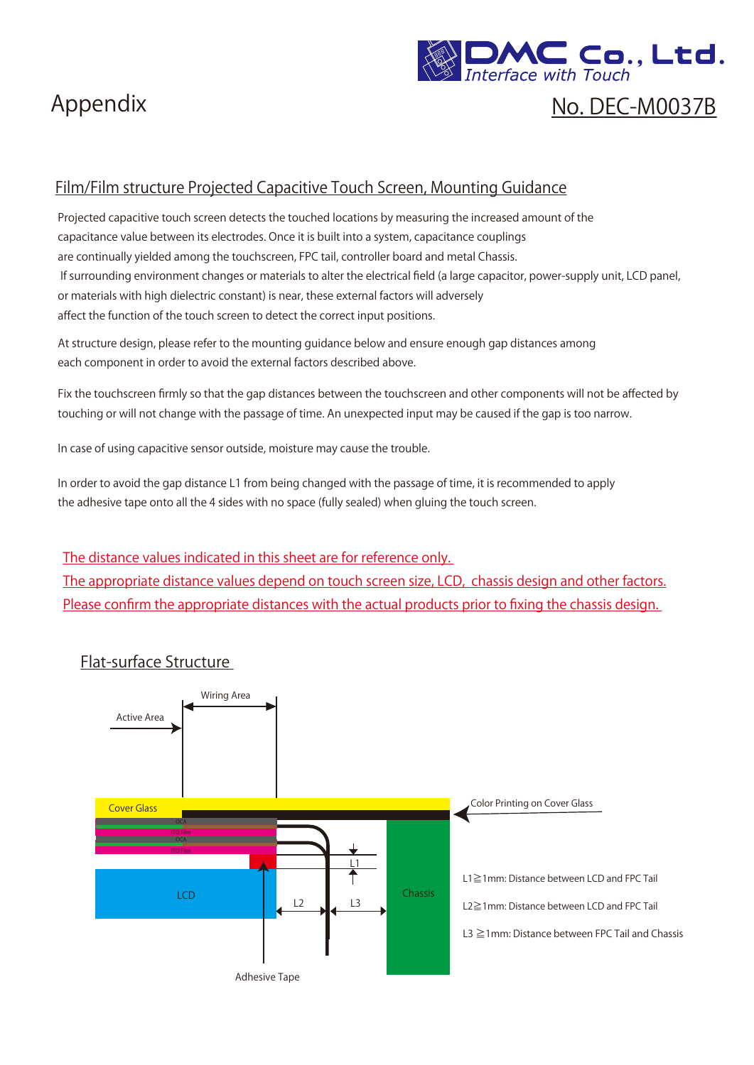# Appendix

No. DEC-M0037B

## Film/Film structure Projected Capacitive Touch Screen, Mounting Guidance

Projected capacitive touch screen detects the touched locations by measuring the increased amount of the capacitance value between its electrodes. Once it is built into a system, capacitance couplings are continually yielded among the touchscreen, FPC tail, controller board and metal Chassis.
If surrounding environment changes or materials to alter the electrical field (a large capacitor, power-supply unit, LCD panel, or materials with high dielectric constant) is near, these external factors will adversely affect the function of the touch screen to detect the correct input positions.

At structure design, please refer to the mounting guidance below and ensure enough gap distances among each component in order to avoid the external factors described above.

Fix the touchscreen firmly so that the gap distances between the touchscreen and other components will not be affected by touching or will not change with the passage of time. An unexpected input may be caused if the gap is too narrow.

In case of using capacitive sensor outside, moisture may cause the trouble.

In order to avoid the gap distance L1 from being changed with the passage of time, it is recommended to apply the adhesive tape onto all the 4 sides with no space (fully sealed) when gluing the touch screen.

The distance values indicated in this sheet are for reference only.
The appropriate distance values depend on touch screen size, LCD, chassis design and other factors.
Please confirm the appropriate distances with the actual products prior to fixing the chassis design.

### Flat-surface Structure

Wiring Area
Active Area
Cover Glass
Color Printing on Cover Glass
OCA
ITO Film
OCA
ITO Film
LCD
Chassis
L1
L2
L3
Adhesive Tape

L1≧1mm: Distance between LCD and FPC Tail

L2≧1mm: Distance between LCD and FPC Tail

L3 ≧1mm: Distance between FPC Tail and Chassis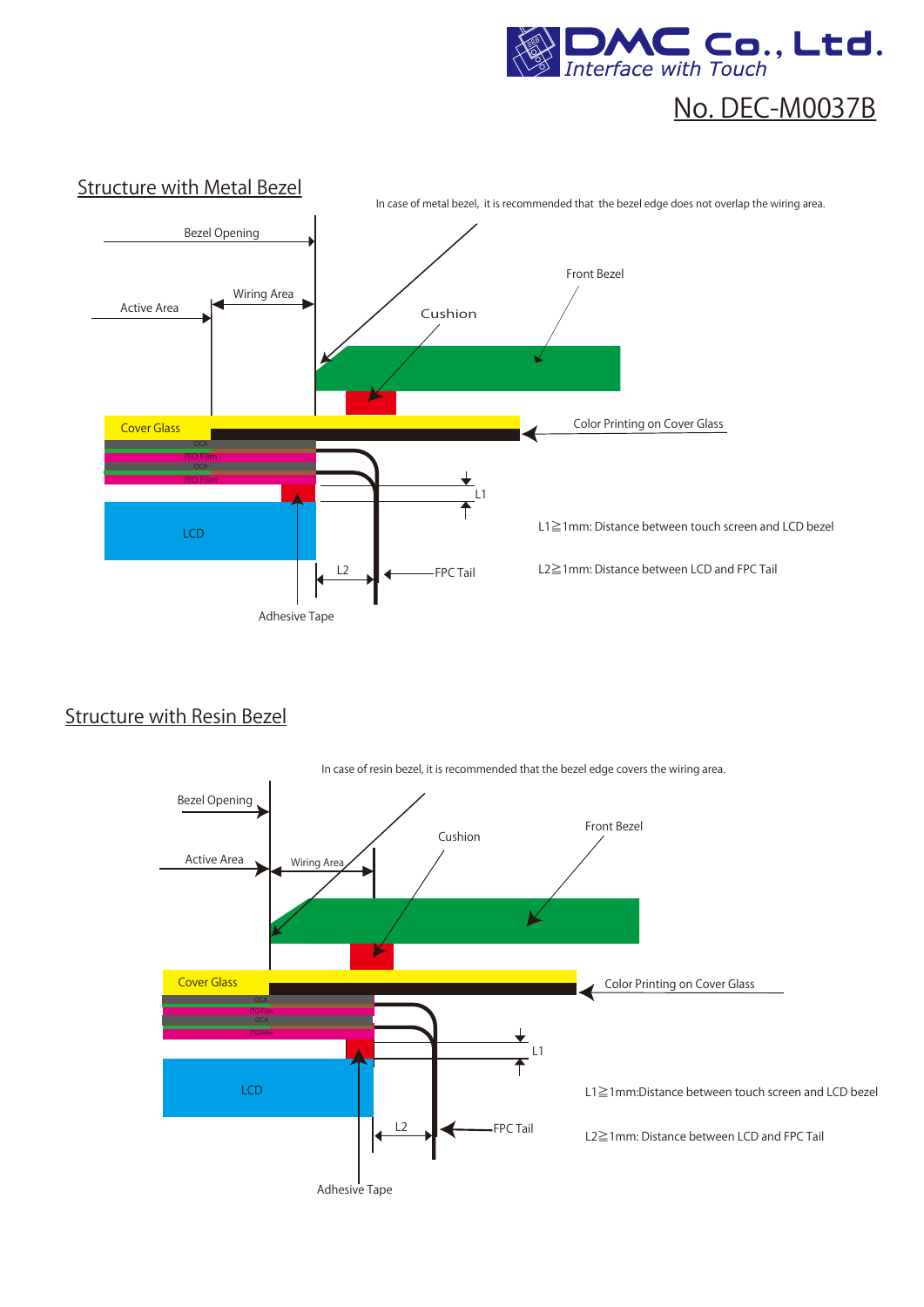No. DEC-M0037B

## Structure with Metal Bezel

In case of metal bezel, it is recommended that the bezel edge does not overlap the wiring area.

Bezel Opening

Wiring Area

Active Area

Front Bezel

Cushion

Cover Glass

Color Printing on Cover Glass

OCA

ITO Film

OCA

ITO Film

L1

LCD

L1≧1mm: Distance between touch screen and LCD bezel

L2

FPC Tail

L2≧1mm: Distance between LCD and FPC Tail

Adhesive Tape

## Structure with Resin Bezel

In case of resin bezel, it is recommended that the bezel edge covers the wiring area.

Bezel Opening

Front Bezel

Cushion

Active Area

Wiring Area

Cover Glass

Color Printing on Cover Glass

OCA

ITO Film

OCA

ITO Film

L1

LCD

L1≧1mm:Distance between touch screen and LCD bezel

L2

FPC Tail

L2≧1mm: Distance between LCD and FPC Tail

Adhesive Tape